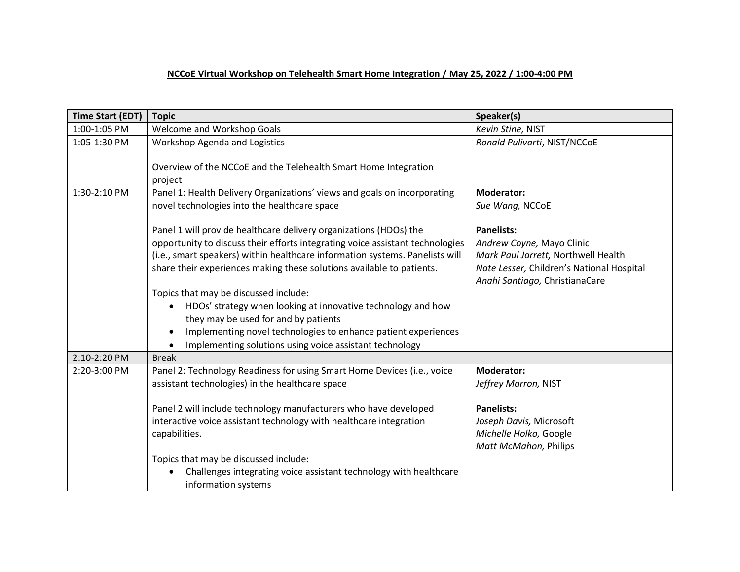**NCCoE Virtual Workshop on Telehealth Smart Home Integration / May 25, 2022 / 1:00-4:00 PM**

| Time Start (EDT) | Topic | Speaker(s) |
|---|---|---|
| 1:00-1:05 PM | Welcome and Workshop Goals | *Kevin Stine,* NIST |
| 1:05-1:30 PM | Workshop Agenda and Logistics<br><br>Overview of the NCCoE and the Telehealth Smart Home Integration project | *Ronald Pulivarti*, NIST/NCCoE |
| 1:30-2:10 PM | Panel 1: Health Delivery Organizations' views and goals on incorporating novel technologies into the healthcare space<br><br>Panel 1 will provide healthcare delivery organizations (HDOs) the opportunity to discuss their efforts integrating voice assistant technologies (i.e., smart speakers) within healthcare information systems. Panelists will share their experiences making these solutions available to patients.<br><br>Topics that may be discussed include:<br>• HDOs' strategy when looking at innovative technology and how they may be used for and by patients<br>• Implementing novel technologies to enhance patient experiences<br>• Implementing solutions using voice assistant technology | **Moderator:**<br>*Sue Wang,* NCCoE<br><br>**Panelists:**<br>*Andrew Coyne,* Mayo Clinic<br>*Mark Paul Jarrett,* Northwell Health<br>*Nate Lesser,* Children's National Hospital<br>*Anahi Santiago,* ChristianaCare |
| 2:10-2:20 PM | Break | |
| 2:20-3:00 PM | Panel 2: Technology Readiness for using Smart Home Devices (i.e., voice assistant technologies) in the healthcare space<br><br>Panel 2 will include technology manufacturers who have developed interactive voice assistant technology with healthcare integration capabilities.<br><br>Topics that may be discussed include:<br>• Challenges integrating voice assistant technology with healthcare information systems | **Moderator:**<br>*Jeffrey Marron,* NIST<br><br>**Panelists:**<br>*Joseph Davis,* Microsoft<br>*Michelle Holko,* Google<br>*Matt McMahon,* Philips |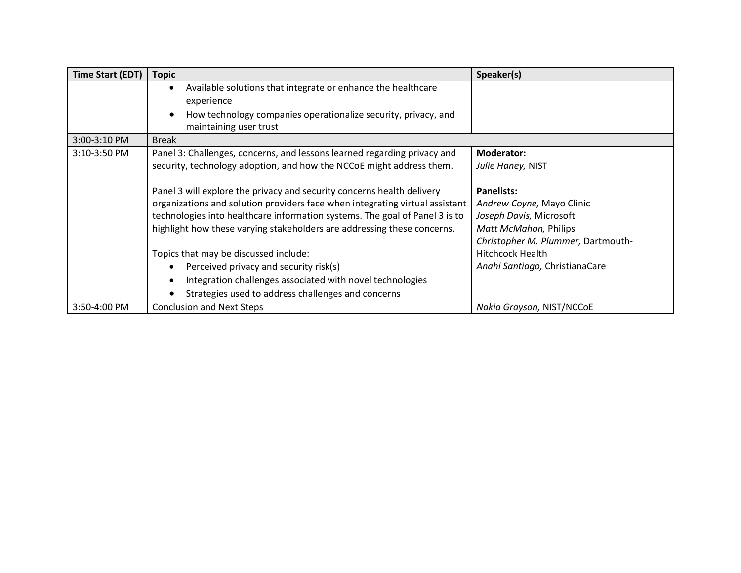| Time Start (EDT) | Topic | Speaker(s) |
|---|---|---|
| | • Available solutions that integrate or enhance the healthcare experience<br>• How technology companies operationalize security, privacy, and maintaining user trust | |
| 3:00-3:10 PM | Break | |
| 3:10-3:50 PM | Panel 3: Challenges, concerns, and lessons learned regarding privacy and security, technology adoption, and how the NCCoE might address them.<br><br>Panel 3 will explore the privacy and security concerns health delivery organizations and solution providers face when integrating virtual assistant technologies into healthcare information systems. The goal of Panel 3 is to highlight how these varying stakeholders are addressing these concerns.<br><br>Topics that may be discussed include:<br>• Perceived privacy and security risk(s)<br>• Integration challenges associated with novel technologies<br>• Strategies used to address challenges and concerns | **Moderator:**<br>*Julie Haney,* NIST<br><br>**Panelists:**<br>*Andrew Coyne,* Mayo Clinic<br>*Joseph Davis,* Microsoft<br>*Matt McMahon,* Philips<br>*Christopher M. Plummer,* Dartmouth-Hitchcock Health<br>*Anahi Santiago,* ChristianaCare |
| 3:50-4:00 PM | Conclusion and Next Steps | *Nakia Grayson,* NIST/NCCoE |